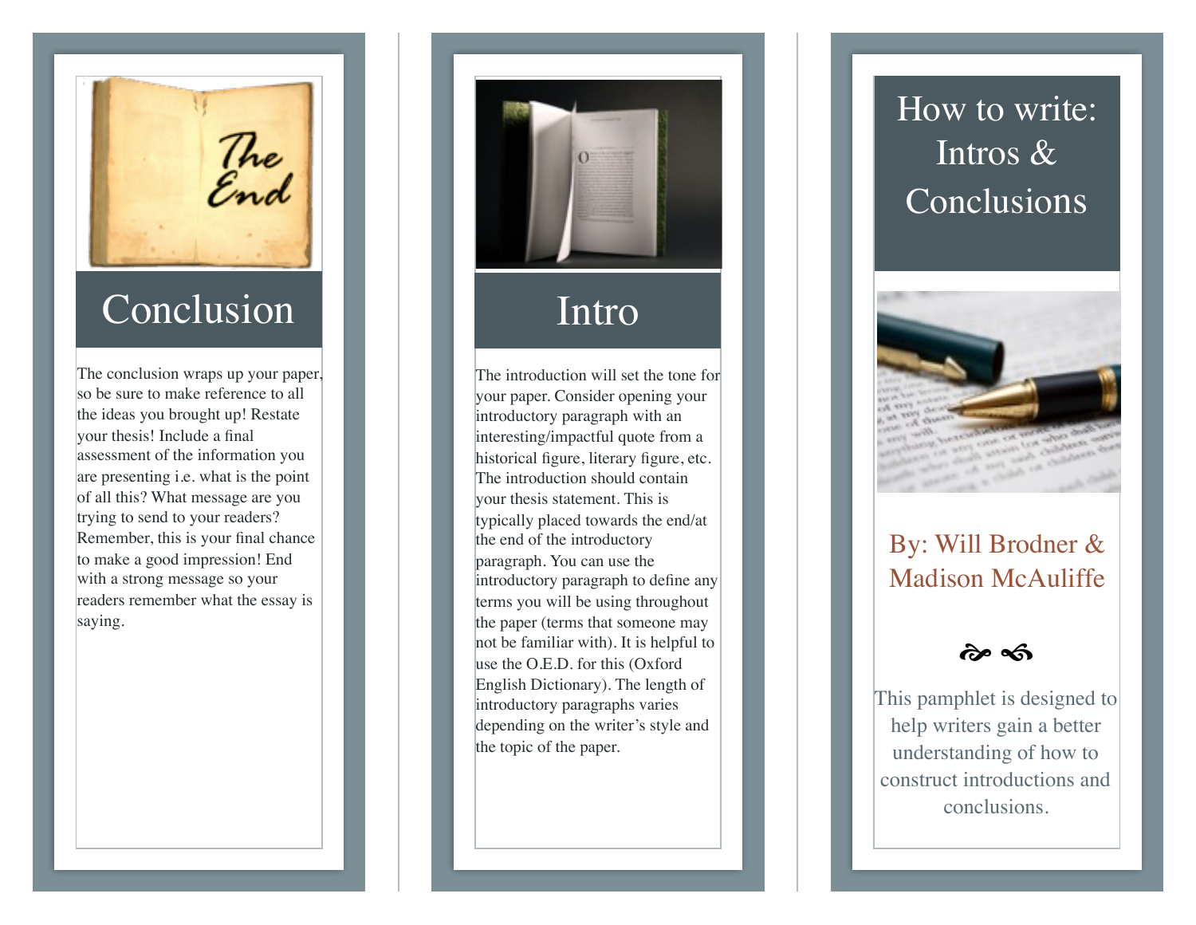# How to write: Intros & Conclusions

By: Will Brodner & Madison McAuliffe

This pamphlet is designed to help writers gain a better understanding of how to construct introductions and conclusions.

## Intro

The introduction will set the tone for your paper. Consider opening your introductory paragraph with an interesting/impactful quote from a historical figure, literary figure, etc. The introduction should contain your thesis statement. This is typically placed towards the end/at the end of the introductory paragraph. You can use the introductory paragraph to define any terms you will be using throughout the paper (terms that someone may not be familiar with). It is helpful to use the O.E.D. for this (Oxford English Dictionary). The length of introductory paragraphs varies depending on the writer's style and the topic of the paper.

## Conclusion

The conclusion wraps up your paper, so be sure to make reference to all the ideas you brought up! Restate your thesis! Include a final assessment of the information you are presenting i.e. what is the point of all this? What message are you trying to send to your readers? Remember, this is your final chance to make a good impression! End with a strong message so your readers remember what the essay is saying.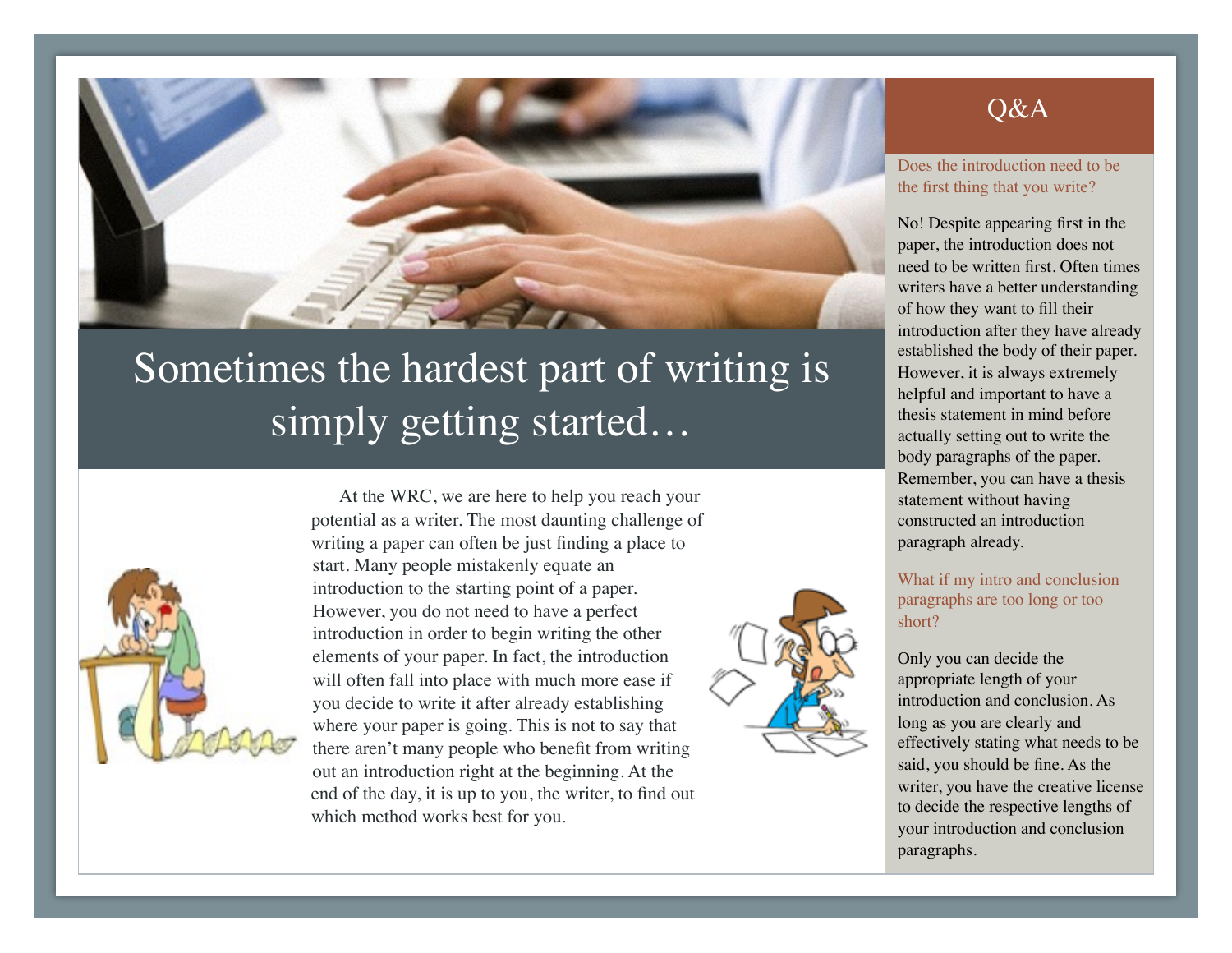# Sometimes the hardest part of writing is simply getting started…

At the WRC, we are here to help you reach your potential as a writer. The most daunting challenge of writing a paper can often be just finding a place to start. Many people mistakenly equate an introduction to the starting point of a paper. However, you do not need to have a perfect introduction in order to begin writing the other elements of your paper. In fact, the introduction will often fall into place with much more ease if you decide to write it after already establishing where your paper is going. This is not to say that there aren't many people who benefit from writing out an introduction right at the beginning. At the end of the day, it is up to you, the writer, to find out which method works best for you.

## Q&A

### Does the introduction need to be the first thing that you write?

No! Despite appearing first in the paper, the introduction does not need to be written first. Often times writers have a better understanding of how they want to fill their introduction after they have already established the body of their paper. However, it is always extremely helpful and important to have a thesis statement in mind before actually setting out to write the body paragraphs of the paper. Remember, you can have a thesis statement without having constructed an introduction paragraph already.

### What if my intro and conclusion paragraphs are too long or too short?

Only you can decide the appropriate length of your introduction and conclusion. As long as you are clearly and effectively stating what needs to be said, you should be fine. As the writer, you have the creative license to decide the respective lengths of your introduction and conclusion paragraphs.